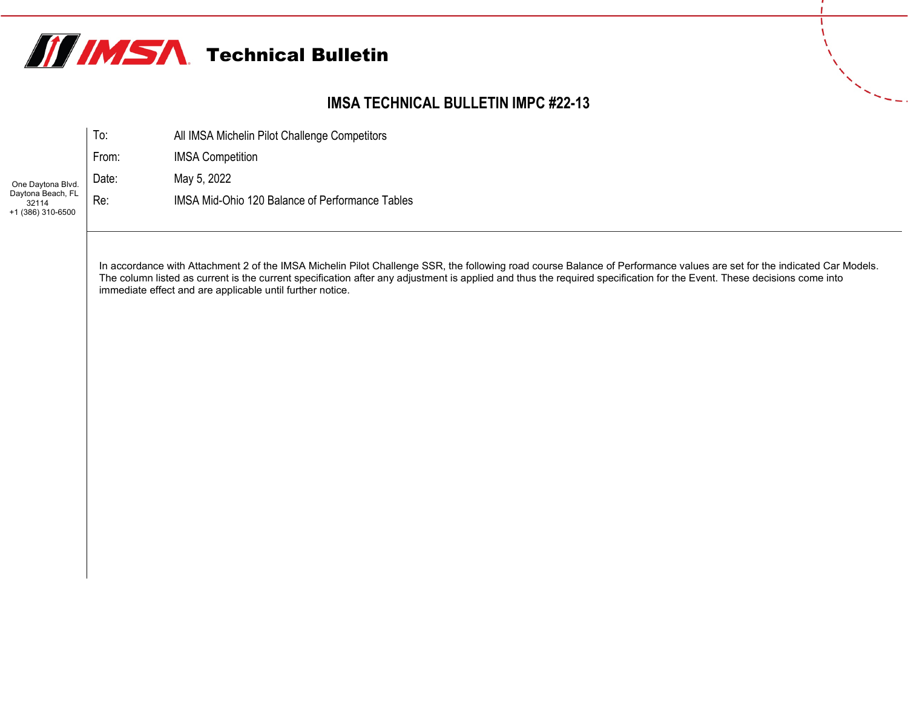# Technical Bulletin

## IMSA TECHNICAL BULLETIN IMPC #22-13

One Daytona Blvd.
Daytona Beach, FL
32114
+1 (386) 310-6500

| | |
|---|---|
| To: | All IMSA Michelin Pilot Challenge Competitors |
| From: | IMSA Competition |
| Date: | May 5, 2022 |
| Re: | IMSA Mid-Ohio 120 Balance of Performance Tables |

In accordance with Attachment 2 of the IMSA Michelin Pilot Challenge SSR, the following road course Balance of Performance values are set for the indicated Car Models. The column listed as current is the current specification after any adjustment is applied and thus the required specification for the Event. These decisions come into immediate effect and are applicable until further notice.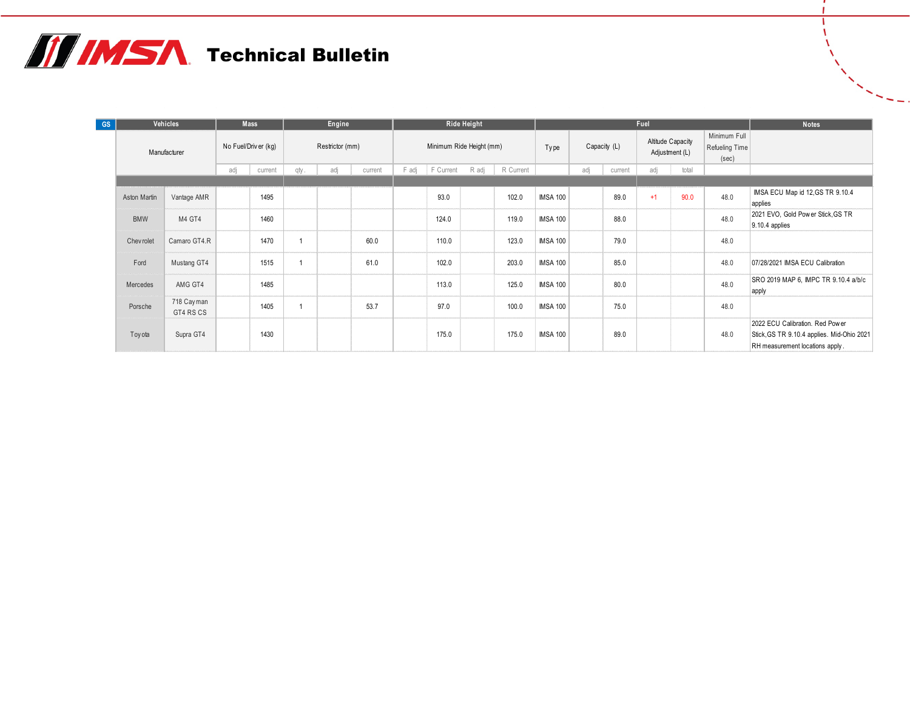# Technical Bulletin

| GS | Vehicles | | Mass | | Engine | | | Ride Height | | | | Fuel | | | | | Notes |
|---|---|---|---|---|---|---|---|---|---|---|---|---|---|---|---|---|---|
| | Manufacturer | | No Fuel/Driver (kg) | | Restrictor (mm) | | | Minimum Ride Height (mm) | | | | Type | Capacity (L) | | Altitude Capacity Adjustment (L) | | Minimum Full Refueling Time (sec) | |
| | | | adj | current | qty. | adj | current | F adj | F Current | R adj | R Current | | adj | current | adj | total | | |
| | Aston Martin | Vantage AMR | | 1495 | | | | | 93.0 | | 102.0 | IMSA 100 | | 89.0 | +1 | 90.0 | 48.0 | IMSA ECU Map id 12,GS TR 9.10.4 applies |
| | BMW | M4 GT4 | | 1460 | | | | | 124.0 | | 119.0 | IMSA 100 | | 88.0 | | | 48.0 | 2021 EVO, Gold Power Stick,GS TR 9.10.4 applies |
| | Chevrolet | Camaro GT4.R | | 1470 | 1 | | 60.0 | | 110.0 | | 123.0 | IMSA 100 | | 79.0 | | | 48.0 | |
| | Ford | Mustang GT4 | | 1515 | 1 | | 61.0 | | 102.0 | | 203.0 | IMSA 100 | | 85.0 | | | 48.0 | 07/28/2021 IMSA ECU Calibration |
| | Mercedes | AMG GT4 | | 1485 | | | | | 113.0 | | 125.0 | IMSA 100 | | 80.0 | | | 48.0 | SRO 2019 MAP 6, IMPC TR 9.10.4 a/b/c apply |
| | Porsche | 718 Cayman GT4 RS CS | | 1405 | 1 | | 53.7 | | 97.0 | | 100.0 | IMSA 100 | | 75.0 | | | 48.0 | |
| | Toyota | Supra GT4 | | 1430 | | | | | 175.0 | | 175.0 | IMSA 100 | | 89.0 | | | 48.0 | 2022 ECU Calibration. Red Power Stick,GS TR 9.10.4 applies. Mid-Ohio 2021 RH measurement locations apply. |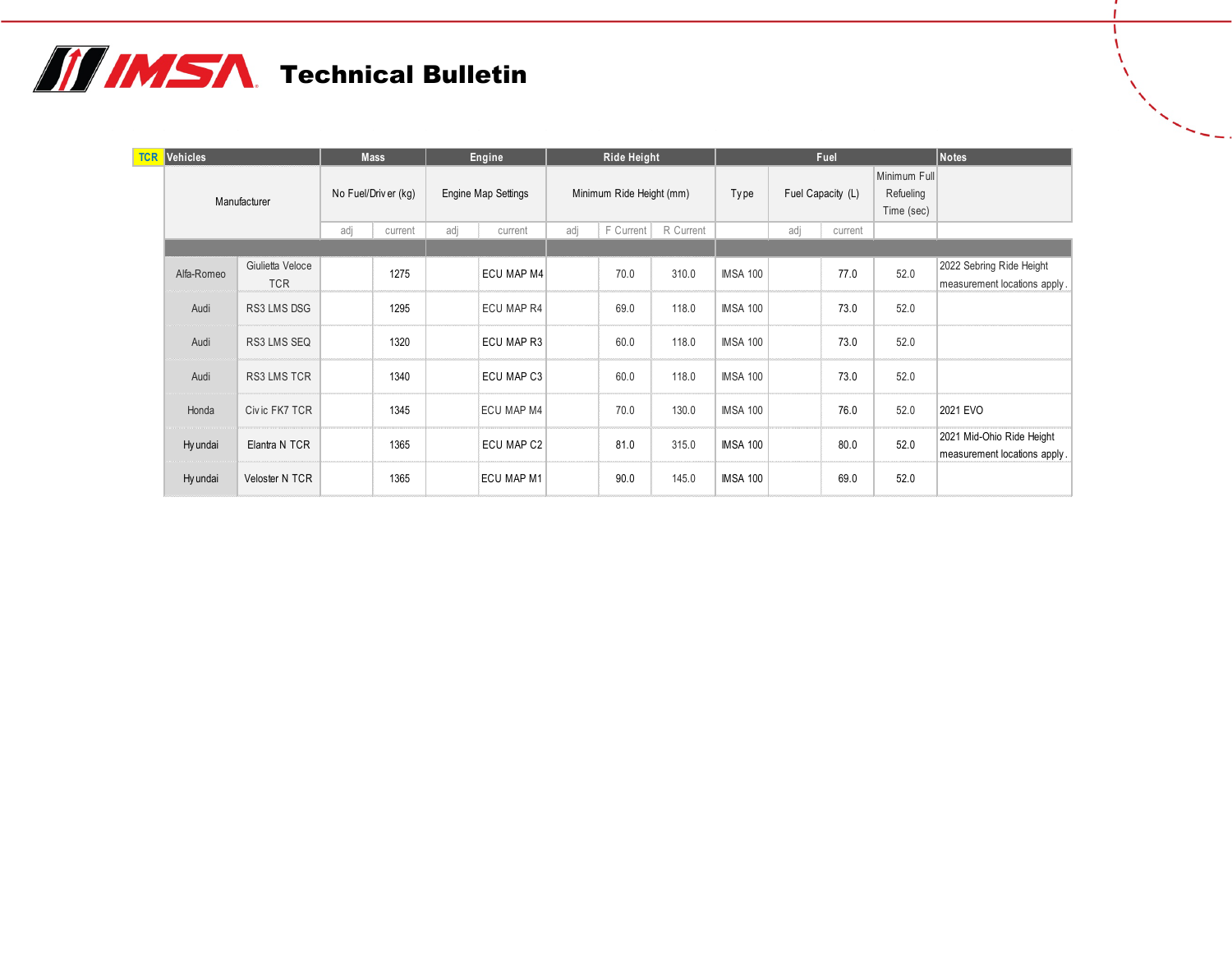# IMSA Technical Bulletin

| TCR | Vehicles | Mass | | Engine | | Ride Height | | | Fuel | | | | Notes |
|---|---|---|---|---|---|---|---|---|---|---|---|---|---|
| Manufacturer | | No Fuel/Driver (kg) | | Engine Map Settings | | Minimum Ride Height (mm) | | | Type | Fuel Capacity (L) | | Minimum Full Refueling Time (sec) | |
| | | adj | current | adj | current | adj | F Current | R Current | | adj | current | | |
| Alfa-Romeo | Giulietta Veloce TCR | | 1275 | | ECU MAP M4 | | 70.0 | 310.0 | IMSA 100 | | 77.0 | 52.0 | 2022 Sebring Ride Height measurement locations apply. |
| Audi | RS3 LMS DSG | | 1295 | | ECU MAP R4 | | 69.0 | 118.0 | IMSA 100 | | 73.0 | 52.0 | |
| Audi | RS3 LMS SEQ | | 1320 | | ECU MAP R3 | | 60.0 | 118.0 | IMSA 100 | | 73.0 | 52.0 | |
| Audi | RS3 LMS TCR | | 1340 | | ECU MAP C3 | | 60.0 | 118.0 | IMSA 100 | | 73.0 | 52.0 | |
| Honda | Civic FK7 TCR | | 1345 | | ECU MAP M4 | | 70.0 | 130.0 | IMSA 100 | | 76.0 | 52.0 | 2021 EVO |
| Hyundai | Elantra N TCR | | 1365 | | ECU MAP C2 | | 81.0 | 315.0 | IMSA 100 | | 80.0 | 52.0 | 2021 Mid-Ohio Ride Height measurement locations apply. |
| Hyundai | Veloster N TCR | | 1365 | | ECU MAP M1 | | 90.0 | 145.0 | IMSA 100 | | 69.0 | 52.0 | |